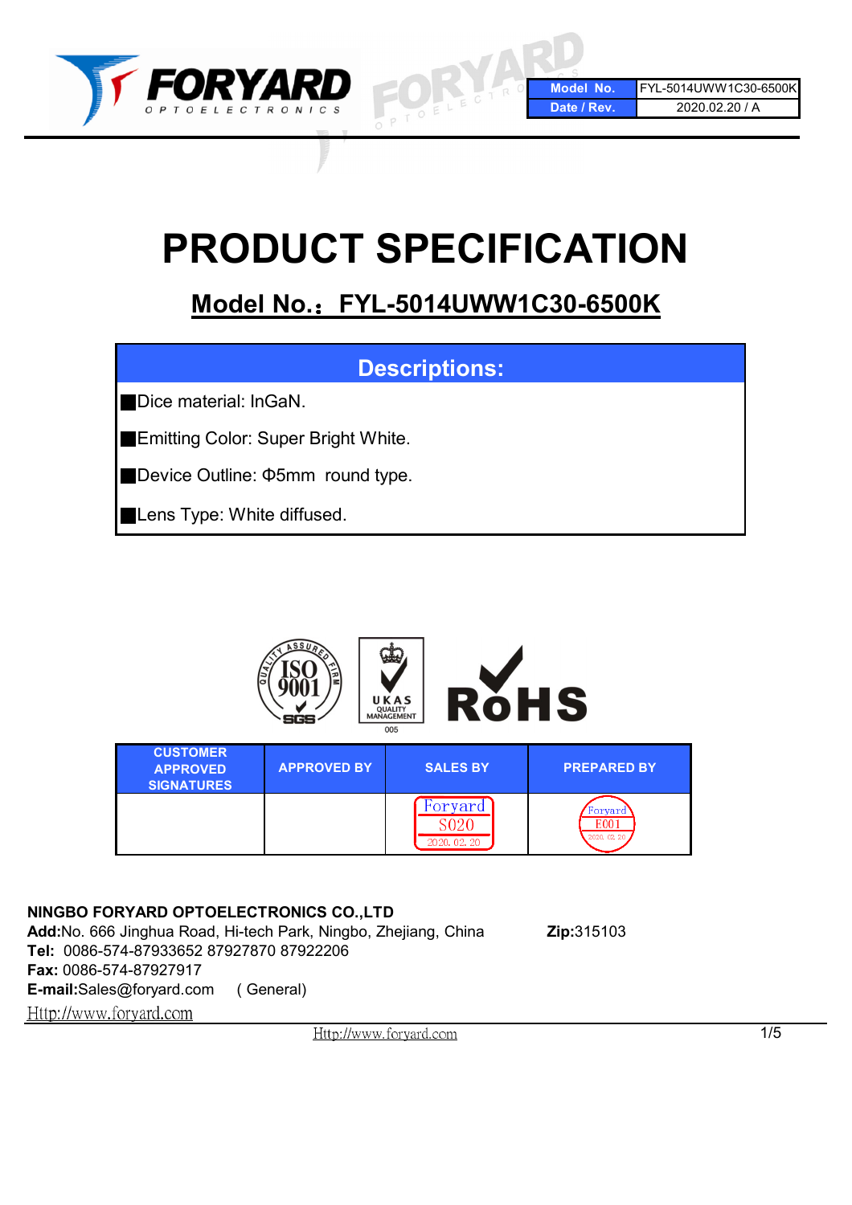| Model No. | FYL-5014UWW1C30-6500K |
| --- | --- |
| Date / Rev. | 2020.02.20 / A |

# PRODUCT SPECIFICATION

## Model No.：FYL-5014UWW1C30-6500K

### Descriptions:

- Dice material: InGaN.
- Emitting Color: Super Bright White.
- Device Outline: Φ5mm round type.
- Lens Type: White diffused.

| CUSTOMER APPROVED SIGNATURES | APPROVED BY | SALES BY | PREPARED BY |
| --- | --- | --- | --- |
| | | Foryard S020 2020. 02. 20 | Foryard E001 2020. 02. 20 |

**NINGBO FORYARD OPTOELECTRONICS CO.,LTD**
**Add:**No. 666 Jinghua Road, Hi-tech Park, Ningbo, Zhejiang, China **Zip:**315103
**Tel:** 0086-574-87933652 87927870 87922206
**Fax:** 0086-574-87927917
**E-mail:**Sales@foryard.com ( General)
Http://www.foryard.com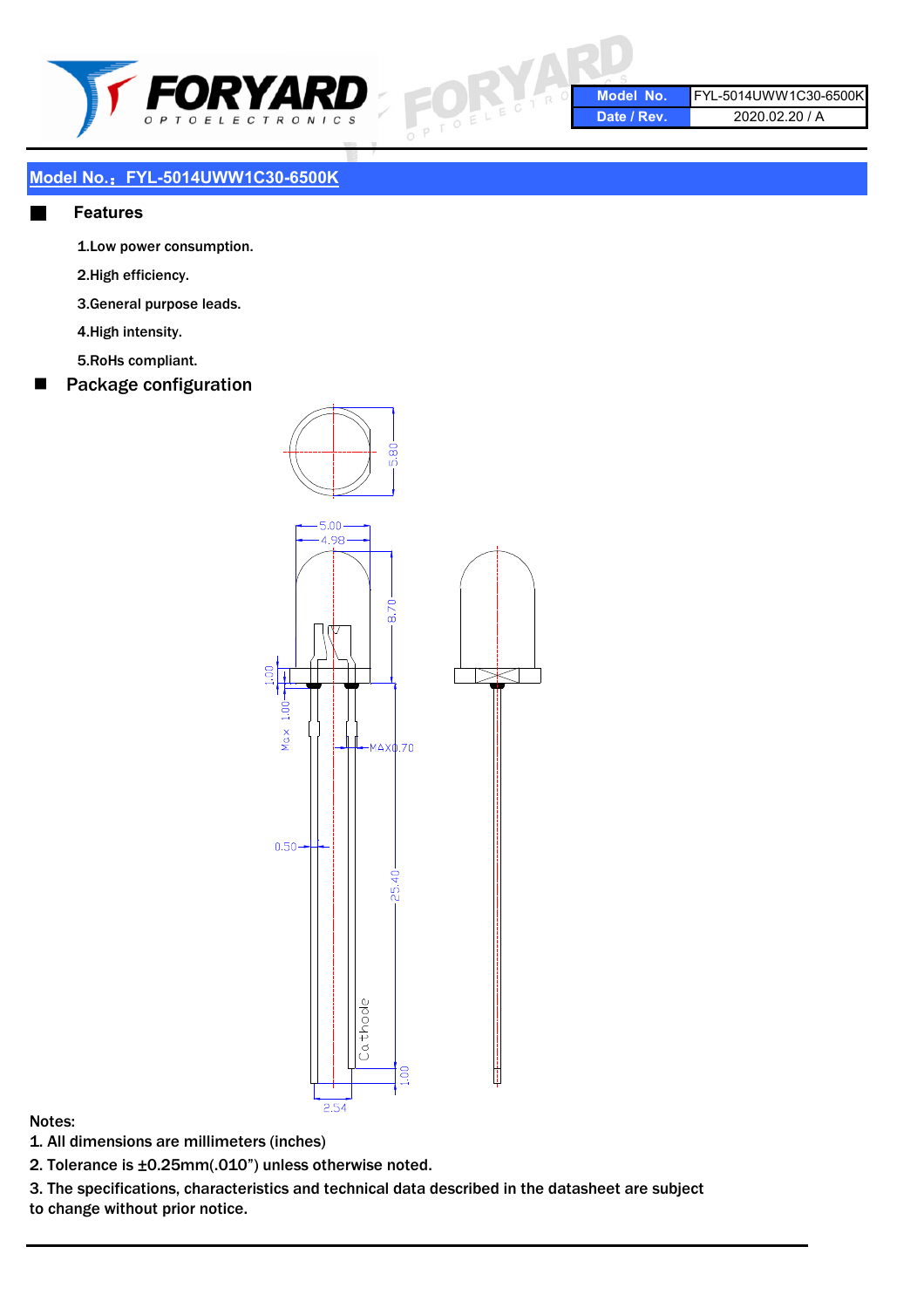## Model No.：FYL-5014UWW1C30-6500K

### Features

1. Low power consumption.
2. High efficiency.
3. General purpose leads.
4. High intensity.
5. RoHs compliant.

### Package configuration

Notes:

1. All dimensions are millimeters (inches)
2. Tolerance is ±0.25mm(.010") unless otherwise noted.
3. The specifications, characteristics and technical data described in the datasheet are subject to change without prior notice.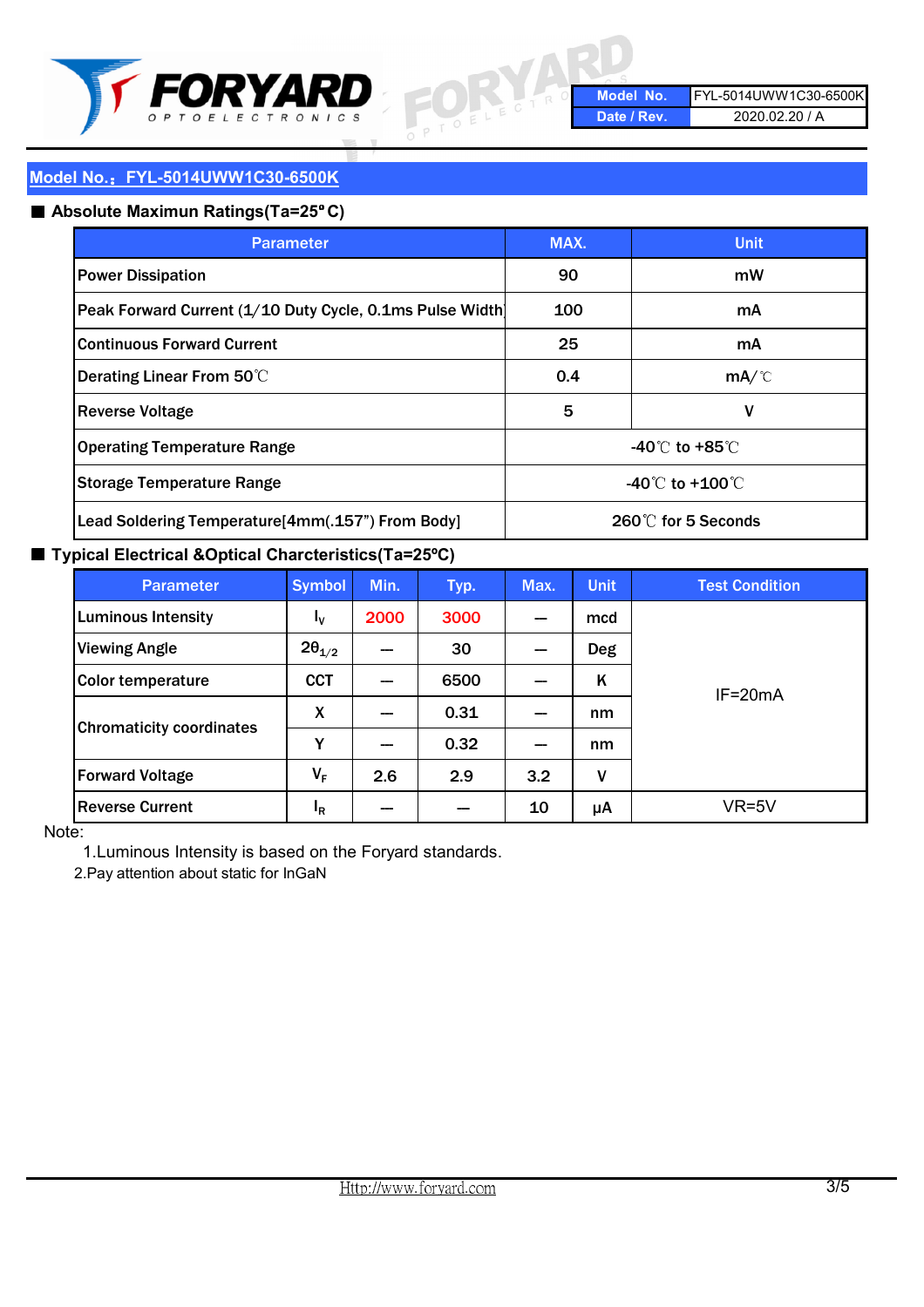| Model No. | FYL-5014UWW1C30-6500K |
|---|---|
| Date / Rev. | 2020.02.20 / A |

## Model No.：FYL-5014UWW1C30-6500K

### ■ Absolute Maximun Ratings(Ta=25°C)

| Parameter | MAX. | Unit |
|---|---|---|
| Power Dissipation | 90 | mW |
| Peak Forward Current (1/10 Duty Cycle, 0.1ms Pulse Width) | 100 | mA |
| Continuous Forward Current | 25 | mA |
| Derating Linear From 50℃ | 0.4 | mA/℃ |
| Reverse Voltage | 5 | V |
| Operating Temperature Range | -40℃ to +85℃ | |
| Storage Temperature Range | -40℃ to +100℃ | |
| Lead Soldering Temperature[4mm(.157") From Body] | 260℃ for 5 Seconds | |

### ■ Typical Electrical &Optical Charcteristics(Ta=25℃)

| Parameter | Symbol | Min. | Typ. | Max. | Unit | Test Condition |
|---|---|---|---|---|---|---|
| Luminous Intensity | $I_V$ | 2000 | 3000 | — | mcd | IF=20mA |
| Viewing Angle | $2\theta_{1/2}$ | — | 30 | — | Deg | |
| Color temperature | CCT | — | 6500 | — | K | |
| Chromaticity coordinates | X | — | 0.31 | — | nm | |
| | Y | — | 0.32 | — | nm | |
| Forward Voltage | $V_F$ | 2.6 | 2.9 | 3.2 | V | |
| Reverse Current | $I_R$ | — | — | 10 | μA | VR=5V |

Note:

1.Luminous Intensity is based on the Foryard standards.

2.Pay attention about static for InGaN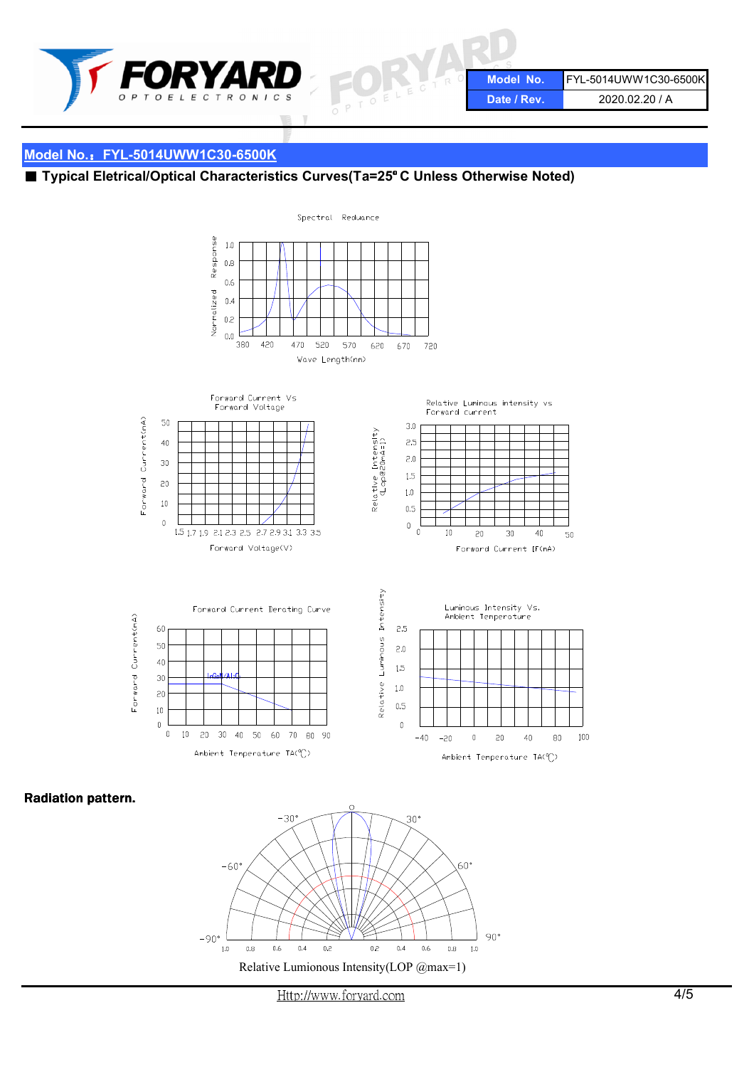| Model No. | FYL-5014UWW1C30-6500K |
| --- | --- |
| Date / Rev. | 2020.02.20 / A |

## Model No.：FYL-5014UWW1C30-6500K

■ **Typical Eletrical/Optical Characteristics Curves(Ta=25º C Unless Otherwise Noted)**

Spectral Reduance

Normalized Response

Wave Length(nm)

Forward Current Vs Forward Voltage

Forward Current(mA)

Forward Voltage(V)

Relative Luminous intensity vs Forward current

Relative Intensity (Lop@20mA=1)

Forward Current IF(mA)

Forward Current Derating Curve

Forward Current(mA)

InGaN/AlG

Ambient Temperature TA(℃)

Luminous Intensity Vs. Ambient Temperature

Relative Luminous Intensity

Ambient Temperature TA(℃)

**Radiation pattern.**

Relative Lumionous Intensity(LOP @max=1)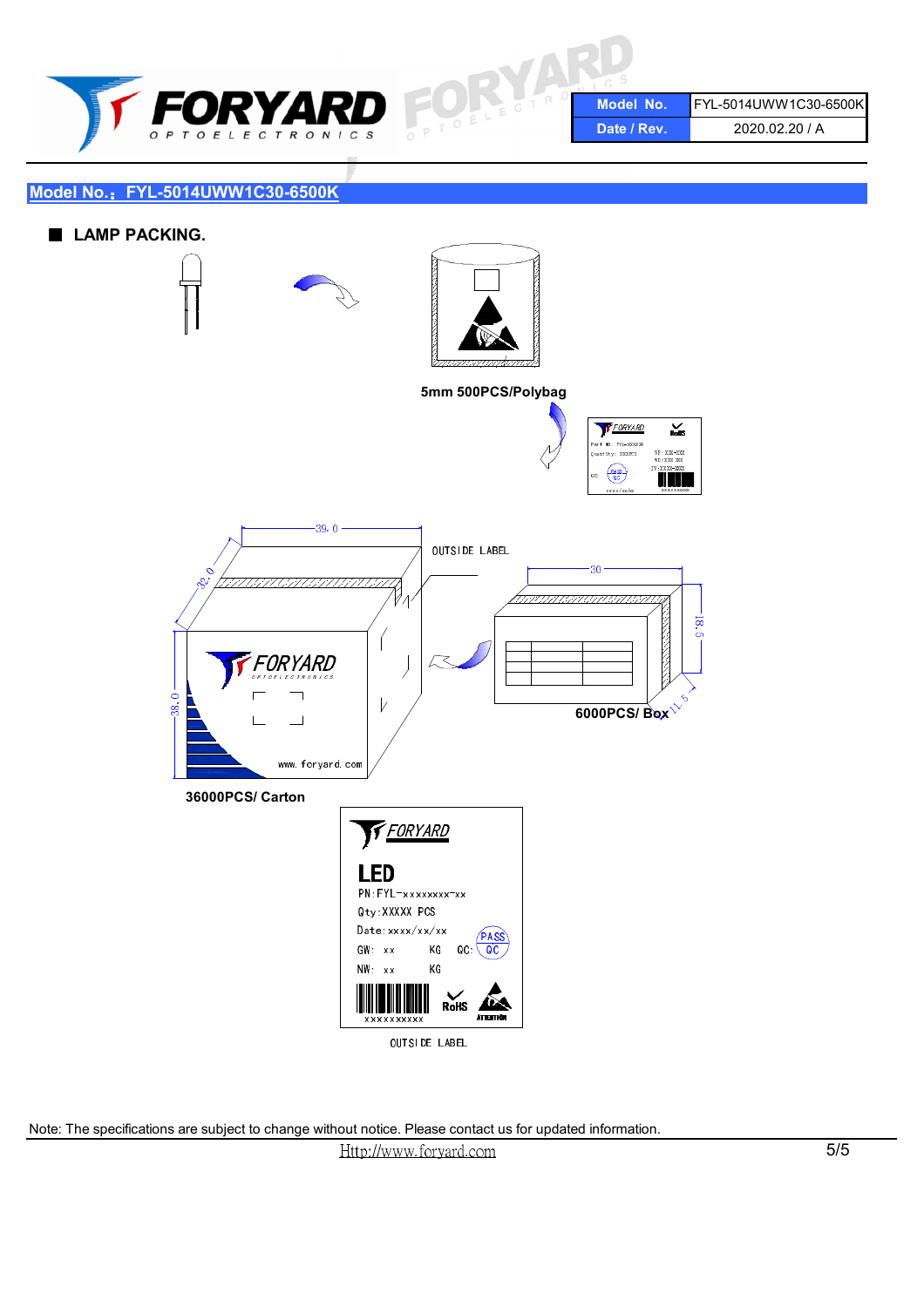| Model No. | FYL-5014UWW1C30-6500K |
| --- | --- |
| Date / Rev. | 2020.02.20 / A |

## Model No.: FYL-5014UWW1C30-6500K

### LAMP PACKING.

5mm 500PCS/Polybag

OUTSIDE LABEL

39.0

32.0

38.0

30

18.5

11.5

6000PCS/ Box

www.foryard.com

36000PCS/ Carton

FORYARD

LED

PN:FYL-xxxxxxxx-xx

Qty:XXXXX PCS

Date:xxxx/xx/xx

GW: xx KG QC: PASS QC

NW: xx KG

XXXXXXXXXX RoHS ATTENTION

OUTSIDE LABEL

Note: The specifications are subject to change without notice. Please contact us for updated information.

Http://www.foryard.com